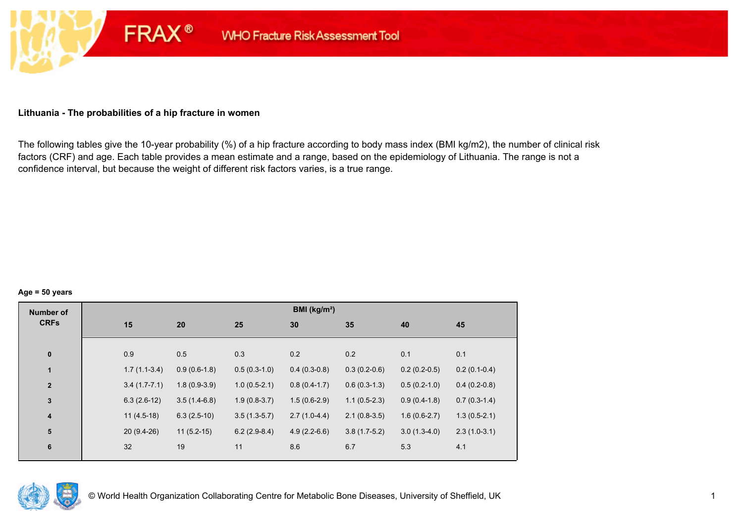FRAX® WHO Fracture Risk Assessment Tool

**Lithuania - The probabilities of a hip fracture in women**

The following tables give the 10-year probability (%) of a hip fracture according to body mass index (BMI kg/m2), the number of clinical risk factors (CRF) and age. Each table provides a mean estimate and a range, based on the epidemiology of Lithuania. The range is not a confidence interval, but because the weight of different risk factors varies, is a true range.

**Age = 50 years**

| Number of CRFs | BMI (kg/m²) | | | | | | |
|---|---|---|---|---|---|---|---|
| | 15 | 20 | 25 | 30 | 35 | 40 | 45 |
| 0 | 0.9 | 0.5 | 0.3 | 0.2 | 0.2 | 0.1 | 0.1 |
| 1 | 1.7 (1.1-3.4) | 0.9 (0.6-1.8) | 0.5 (0.3-1.0) | 0.4 (0.3-0.8) | 0.3 (0.2-0.6) | 0.2 (0.2-0.5) | 0.2 (0.1-0.4) |
| 2 | 3.4 (1.7-7.1) | 1.8 (0.9-3.9) | 1.0 (0.5-2.1) | 0.8 (0.4-1.7) | 0.6 (0.3-1.3) | 0.5 (0.2-1.0) | 0.4 (0.2-0.8) |
| 3 | 6.3 (2.6-12) | 3.5 (1.4-6.8) | 1.9 (0.8-3.7) | 1.5 (0.6-2.9) | 1.1 (0.5-2.3) | 0.9 (0.4-1.8) | 0.7 (0.3-1.4) |
| 4 | 11 (4.5-18) | 6.3 (2.5-10) | 3.5 (1.3-5.7) | 2.7 (1.0-4.4) | 2.1 (0.8-3.5) | 1.6 (0.6-2.7) | 1.3 (0.5-2.1) |
| 5 | 20 (9.4-26) | 11 (5.2-15) | 6.2 (2.9-8.4) | 4.9 (2.2-6.6) | 3.8 (1.7-5.2) | 3.0 (1.3-4.0) | 2.3 (1.0-3.1) |
| 6 | 32 | 19 | 11 | 8.6 | 6.7 | 5.3 | 4.1 |

© World Health Organization Collaborating Centre for Metabolic Bone Diseases, University of Sheffield, UK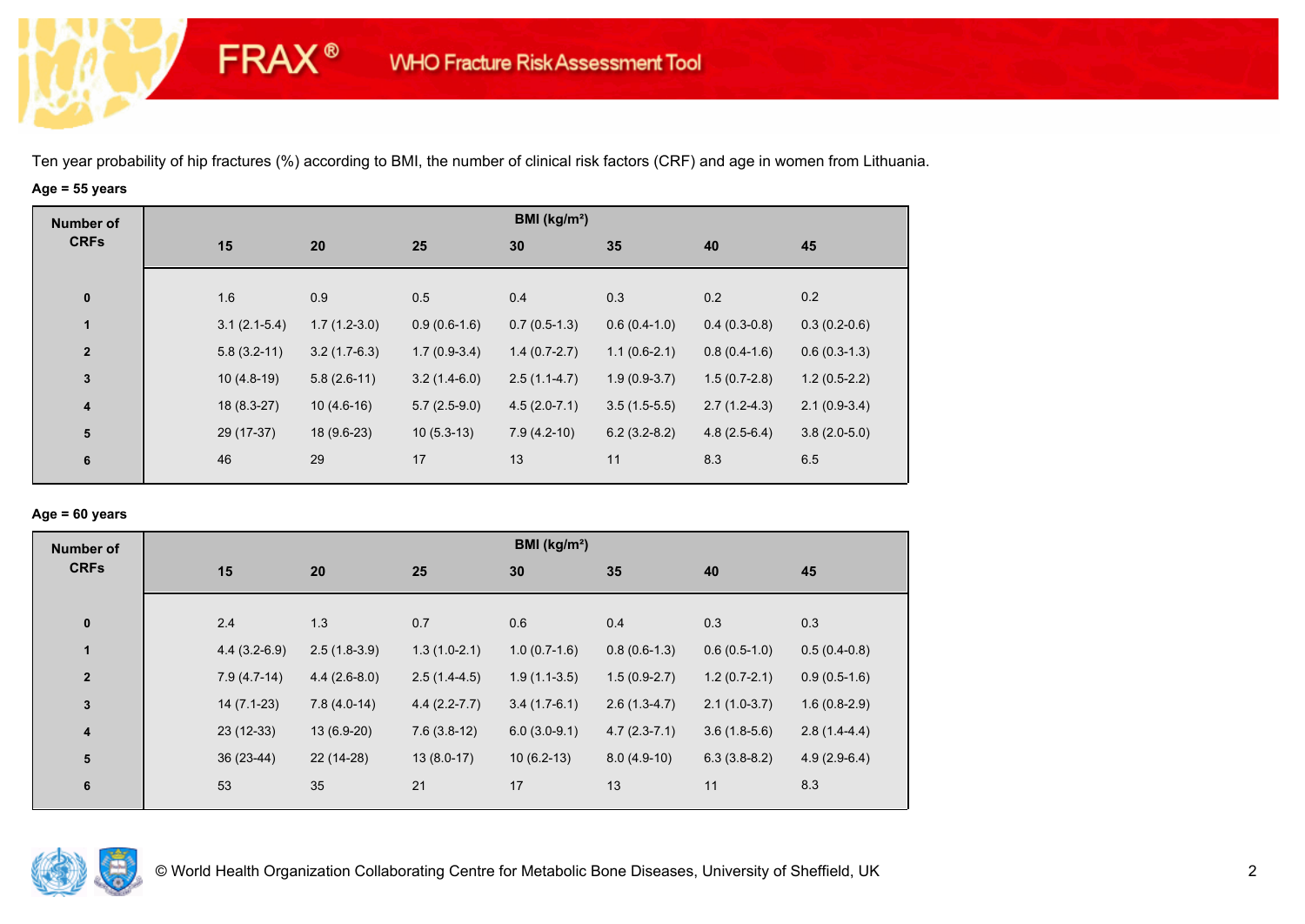Ten year probability of hip fractures (%) according to BMI, the number of clinical risk factors (CRF) and age in women from Lithuania.

**Age = 55 years**

| Number of CRFs | BMI (kg/m²) | | | | | | |
|---|---|---|---|---|---|---|---|
| | 15 | 20 | 25 | 30 | 35 | 40 | 45 |
| 0 | 1.6 | 0.9 | 0.5 | 0.4 | 0.3 | 0.2 | 0.2 |
| 1 | 3.1 (2.1-5.4) | 1.7 (1.2-3.0) | 0.9 (0.6-1.6) | 0.7 (0.5-1.3) | 0.6 (0.4-1.0) | 0.4 (0.3-0.8) | 0.3 (0.2-0.6) |
| 2 | 5.8 (3.2-11) | 3.2 (1.7-6.3) | 1.7 (0.9-3.4) | 1.4 (0.7-2.7) | 1.1 (0.6-2.1) | 0.8 (0.4-1.6) | 0.6 (0.3-1.3) |
| 3 | 10 (4.8-19) | 5.8 (2.6-11) | 3.2 (1.4-6.0) | 2.5 (1.1-4.7) | 1.9 (0.9-3.7) | 1.5 (0.7-2.8) | 1.2 (0.5-2.2) |
| 4 | 18 (8.3-27) | 10 (4.6-16) | 5.7 (2.5-9.0) | 4.5 (2.0-7.1) | 3.5 (1.5-5.5) | 2.7 (1.2-4.3) | 2.1 (0.9-3.4) |
| 5 | 29 (17-37) | 18 (9.6-23) | 10 (5.3-13) | 7.9 (4.2-10) | 6.2 (3.2-8.2) | 4.8 (2.5-6.4) | 3.8 (2.0-5.0) |
| 6 | 46 | 29 | 17 | 13 | 11 | 8.3 | 6.5 |

**Age = 60 years**

| Number of CRFs | BMI (kg/m²) | | | | | | |
|---|---|---|---|---|---|---|---|
| | 15 | 20 | 25 | 30 | 35 | 40 | 45 |
| 0 | 2.4 | 1.3 | 0.7 | 0.6 | 0.4 | 0.3 | 0.3 |
| 1 | 4.4 (3.2-6.9) | 2.5 (1.8-3.9) | 1.3 (1.0-2.1) | 1.0 (0.7-1.6) | 0.8 (0.6-1.3) | 0.6 (0.5-1.0) | 0.5 (0.4-0.8) |
| 2 | 7.9 (4.7-14) | 4.4 (2.6-8.0) | 2.5 (1.4-4.5) | 1.9 (1.1-3.5) | 1.5 (0.9-2.7) | 1.2 (0.7-2.1) | 0.9 (0.5-1.6) |
| 3 | 14 (7.1-23) | 7.8 (4.0-14) | 4.4 (2.2-7.7) | 3.4 (1.7-6.1) | 2.6 (1.3-4.7) | 2.1 (1.0-3.7) | 1.6 (0.8-2.9) |
| 4 | 23 (12-33) | 13 (6.9-20) | 7.6 (3.8-12) | 6.0 (3.0-9.1) | 4.7 (2.3-7.1) | 3.6 (1.8-5.6) | 2.8 (1.4-4.4) |
| 5 | 36 (23-44) | 22 (14-28) | 13 (8.0-17) | 10 (6.2-13) | 8.0 (4.9-10) | 6.3 (3.8-8.2) | 4.9 (2.9-6.4) |
| 6 | 53 | 35 | 21 | 17 | 13 | 11 | 8.3 |

© World Health Organization Collaborating Centre for Metabolic Bone Diseases, University of Sheffield, UK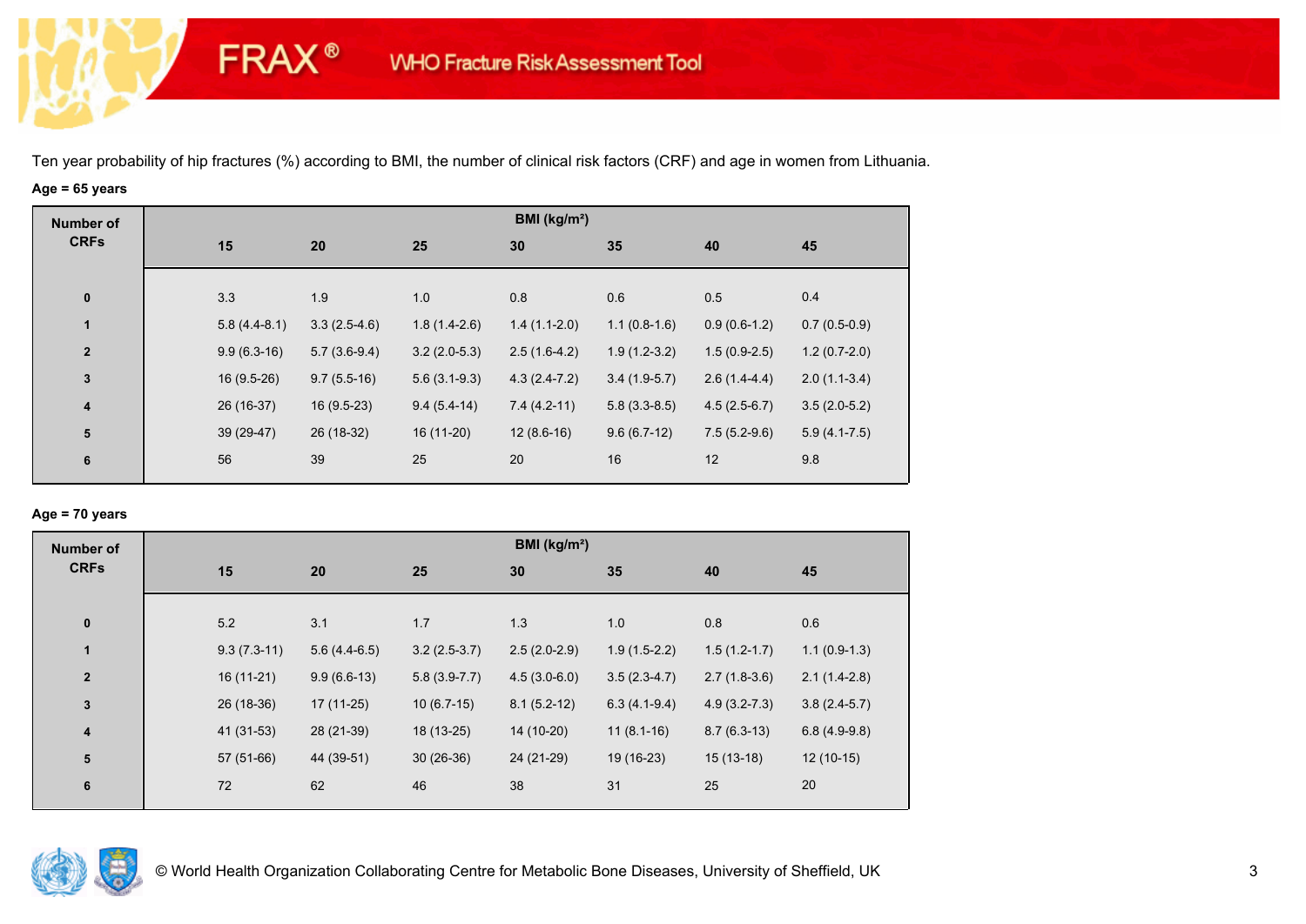Ten year probability of hip fractures (%) according to BMI, the number of clinical risk factors (CRF) and age in women from Lithuania.

**Age = 65 years**

| Number of CRFs | BMI (kg/m²) | | | | | | |
|---|---|---|---|---|---|---|---|
| | 15 | 20 | 25 | 30 | 35 | 40 | 45 |
| 0 | 3.3 | 1.9 | 1.0 | 0.8 | 0.6 | 0.5 | 0.4 |
| 1 | 5.8 (4.4-8.1) | 3.3 (2.5-4.6) | 1.8 (1.4-2.6) | 1.4 (1.1-2.0) | 1.1 (0.8-1.6) | 0.9 (0.6-1.2) | 0.7 (0.5-0.9) |
| 2 | 9.9 (6.3-16) | 5.7 (3.6-9.4) | 3.2 (2.0-5.3) | 2.5 (1.6-4.2) | 1.9 (1.2-3.2) | 1.5 (0.9-2.5) | 1.2 (0.7-2.0) |
| 3 | 16 (9.5-26) | 9.7 (5.5-16) | 5.6 (3.1-9.3) | 4.3 (2.4-7.2) | 3.4 (1.9-5.7) | 2.6 (1.4-4.4) | 2.0 (1.1-3.4) |
| 4 | 26 (16-37) | 16 (9.5-23) | 9.4 (5.4-14) | 7.4 (4.2-11) | 5.8 (3.3-8.5) | 4.5 (2.5-6.7) | 3.5 (2.0-5.2) |
| 5 | 39 (29-47) | 26 (18-32) | 16 (11-20) | 12 (8.6-16) | 9.6 (6.7-12) | 7.5 (5.2-9.6) | 5.9 (4.1-7.5) |
| 6 | 56 | 39 | 25 | 20 | 16 | 12 | 9.8 |

**Age = 70 years**

| Number of CRFs | BMI (kg/m²) | | | | | | |
|---|---|---|---|---|---|---|---|
| | 15 | 20 | 25 | 30 | 35 | 40 | 45 |
| 0 | 5.2 | 3.1 | 1.7 | 1.3 | 1.0 | 0.8 | 0.6 |
| 1 | 9.3 (7.3-11) | 5.6 (4.4-6.5) | 3.2 (2.5-3.7) | 2.5 (2.0-2.9) | 1.9 (1.5-2.2) | 1.5 (1.2-1.7) | 1.1 (0.9-1.3) |
| 2 | 16 (11-21) | 9.9 (6.6-13) | 5.8 (3.9-7.7) | 4.5 (3.0-6.0) | 3.5 (2.3-4.7) | 2.7 (1.8-3.6) | 2.1 (1.4-2.8) |
| 3 | 26 (18-36) | 17 (11-25) | 10 (6.7-15) | 8.1 (5.2-12) | 6.3 (4.1-9.4) | 4.9 (3.2-7.3) | 3.8 (2.4-5.7) |
| 4 | 41 (31-53) | 28 (21-39) | 18 (13-25) | 14 (10-20) | 11 (8.1-16) | 8.7 (6.3-13) | 6.8 (4.9-9.8) |
| 5 | 57 (51-66) | 44 (39-51) | 30 (26-36) | 24 (21-29) | 19 (16-23) | 15 (13-18) | 12 (10-15) |
| 6 | 72 | 62 | 46 | 38 | 31 | 25 | 20 |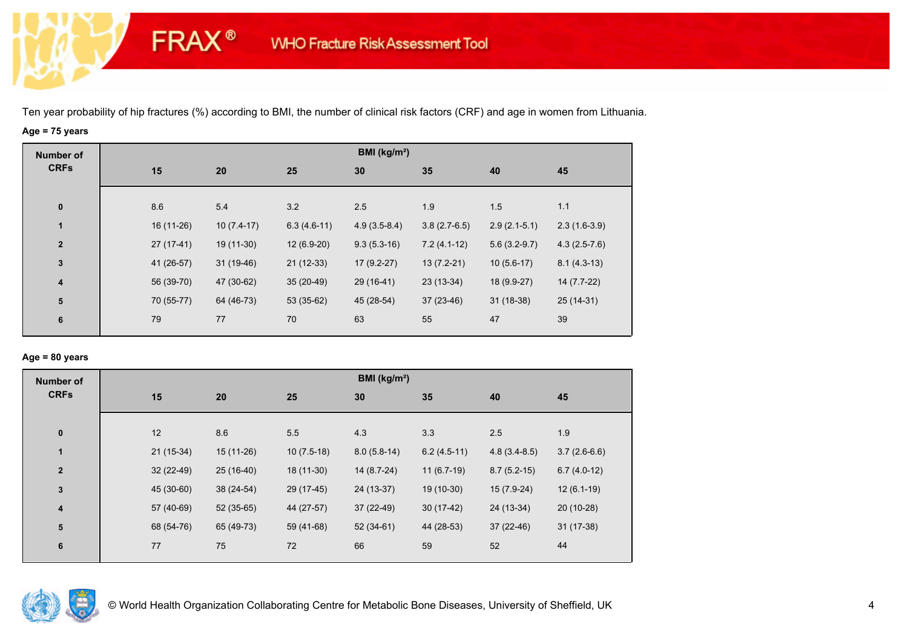FRAX® WHO Fracture Risk Assessment Tool

Ten year probability of hip fractures (%) according to BMI, the number of clinical risk factors (CRF) and age in women from Lithuania.

**Age = 75 years**

| Number of CRFs | BMI (kg/m²) | | | | | | |
|---|---|---|---|---|---|---|---|
| | 15 | 20 | 25 | 30 | 35 | 40 | 45 |
| 0 | 8.6 | 5.4 | 3.2 | 2.5 | 1.9 | 1.5 | 1.1 |
| 1 | 16 (11-26) | 10 (7.4-17) | 6.3 (4.6-11) | 4.9 (3.5-8.4) | 3.8 (2.7-6.5) | 2.9 (2.1-5.1) | 2.3 (1.6-3.9) |
| 2 | 27 (17-41) | 19 (11-30) | 12 (6.9-20) | 9.3 (5.3-16) | 7.2 (4.1-12) | 5.6 (3.2-9.7) | 4.3 (2.5-7.6) |
| 3 | 41 (26-57) | 31 (19-46) | 21 (12-33) | 17 (9.2-27) | 13 (7.2-21) | 10 (5.6-17) | 8.1 (4.3-13) |
| 4 | 56 (39-70) | 47 (30-62) | 35 (20-49) | 29 (16-41) | 23 (13-34) | 18 (9.9-27) | 14 (7.7-22) |
| 5 | 70 (55-77) | 64 (46-73) | 53 (35-62) | 45 (28-54) | 37 (23-46) | 31 (18-38) | 25 (14-31) |
| 6 | 79 | 77 | 70 | 63 | 55 | 47 | 39 |

**Age = 80 years**

| Number of CRFs | BMI (kg/m²) | | | | | | |
|---|---|---|---|---|---|---|---|
| | 15 | 20 | 25 | 30 | 35 | 40 | 45 |
| 0 | 12 | 8.6 | 5.5 | 4.3 | 3.3 | 2.5 | 1.9 |
| 1 | 21 (15-34) | 15 (11-26) | 10 (7.5-18) | 8.0 (5.8-14) | 6.2 (4.5-11) | 4.8 (3.4-8.5) | 3.7 (2.6-6.6) |
| 2 | 32 (22-49) | 25 (16-40) | 18 (11-30) | 14 (8.7-24) | 11 (6.7-19) | 8.7 (5.2-15) | 6.7 (4.0-12) |
| 3 | 45 (30-60) | 38 (24-54) | 29 (17-45) | 24 (13-37) | 19 (10-30) | 15 (7.9-24) | 12 (6.1-19) |
| 4 | 57 (40-69) | 52 (35-65) | 44 (27-57) | 37 (22-49) | 30 (17-42) | 24 (13-34) | 20 (10-28) |
| 5 | 68 (54-76) | 65 (49-73) | 59 (41-68) | 52 (34-61) | 44 (28-53) | 37 (22-46) | 31 (17-38) |
| 6 | 77 | 75 | 72 | 66 | 59 | 52 | 44 |

© World Health Organization Collaborating Centre for Metabolic Bone Diseases, University of Sheffield, UK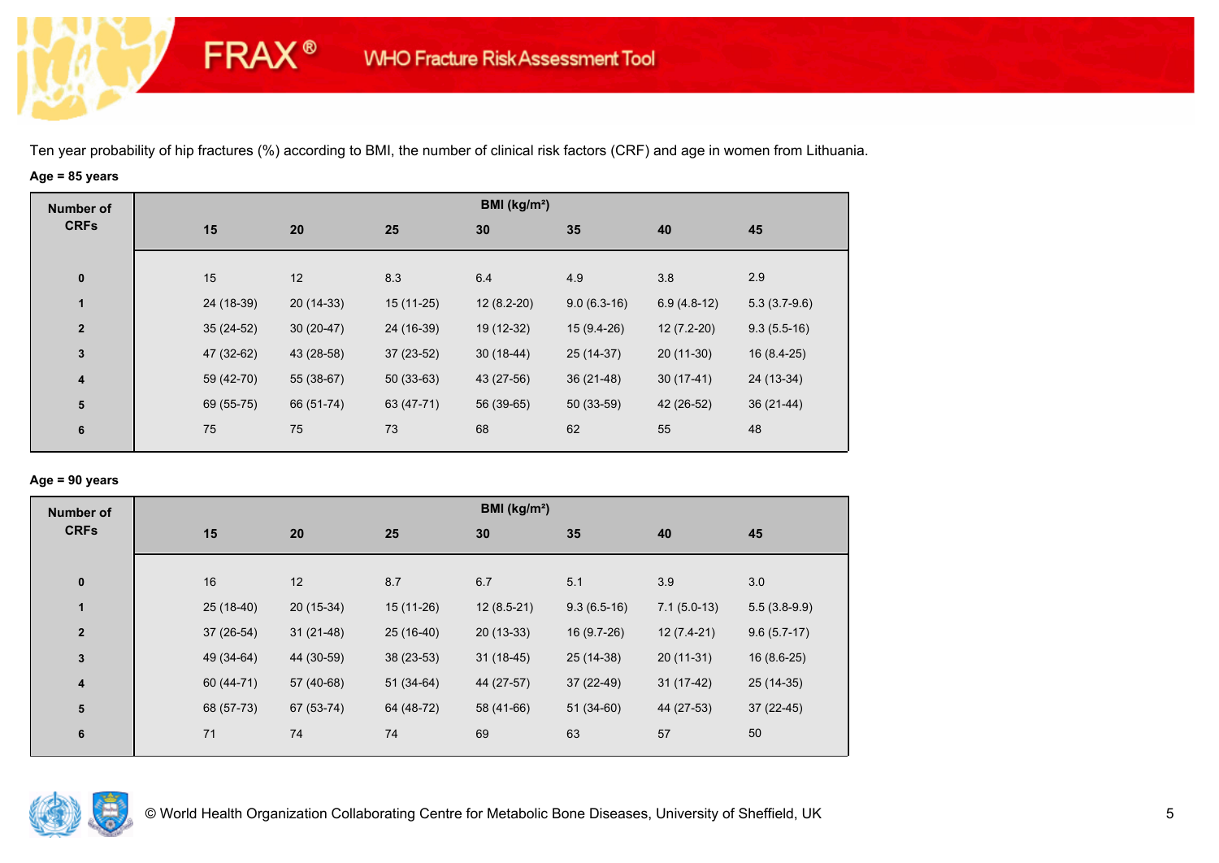FRAX®

WHO Fracture Risk Assessment Tool

Ten year probability of hip fractures (%) according to BMI, the number of clinical risk factors (CRF) and age in women from Lithuania.

**Age = 85 years**

| Number of CRFs | BMI (kg/m²) | | | | | | |
|---|---|---|---|---|---|---|---|
| | 15 | 20 | 25 | 30 | 35 | 40 | 45 |
| 0 | 15 | 12 | 8.3 | 6.4 | 4.9 | 3.8 | 2.9 |
| 1 | 24 (18-39) | 20 (14-33) | 15 (11-25) | 12 (8.2-20) | 9.0 (6.3-16) | 6.9 (4.8-12) | 5.3 (3.7-9.6) |
| 2 | 35 (24-52) | 30 (20-47) | 24 (16-39) | 19 (12-32) | 15 (9.4-26) | 12 (7.2-20) | 9.3 (5.5-16) |
| 3 | 47 (32-62) | 43 (28-58) | 37 (23-52) | 30 (18-44) | 25 (14-37) | 20 (11-30) | 16 (8.4-25) |
| 4 | 59 (42-70) | 55 (38-67) | 50 (33-63) | 43 (27-56) | 36 (21-48) | 30 (17-41) | 24 (13-34) |
| 5 | 69 (55-75) | 66 (51-74) | 63 (47-71) | 56 (39-65) | 50 (33-59) | 42 (26-52) | 36 (21-44) |
| 6 | 75 | 75 | 73 | 68 | 62 | 55 | 48 |

**Age = 90 years**

| Number of CRFs | BMI (kg/m²) | | | | | | |
|---|---|---|---|---|---|---|---|
| | 15 | 20 | 25 | 30 | 35 | 40 | 45 |
| 0 | 16 | 12 | 8.7 | 6.7 | 5.1 | 3.9 | 3.0 |
| 1 | 25 (18-40) | 20 (15-34) | 15 (11-26) | 12 (8.5-21) | 9.3 (6.5-16) | 7.1 (5.0-13) | 5.5 (3.8-9.9) |
| 2 | 37 (26-54) | 31 (21-48) | 25 (16-40) | 20 (13-33) | 16 (9.7-26) | 12 (7.4-21) | 9.6 (5.7-17) |
| 3 | 49 (34-64) | 44 (30-59) | 38 (23-53) | 31 (18-45) | 25 (14-38) | 20 (11-31) | 16 (8.6-25) |
| 4 | 60 (44-71) | 57 (40-68) | 51 (34-64) | 44 (27-57) | 37 (22-49) | 31 (17-42) | 25 (14-35) |
| 5 | 68 (57-73) | 67 (53-74) | 64 (48-72) | 58 (41-66) | 51 (34-60) | 44 (27-53) | 37 (22-45) |
| 6 | 71 | 74 | 74 | 69 | 63 | 57 | 50 |

© World Health Organization Collaborating Centre for Metabolic Bone Diseases, University of Sheffield, UK